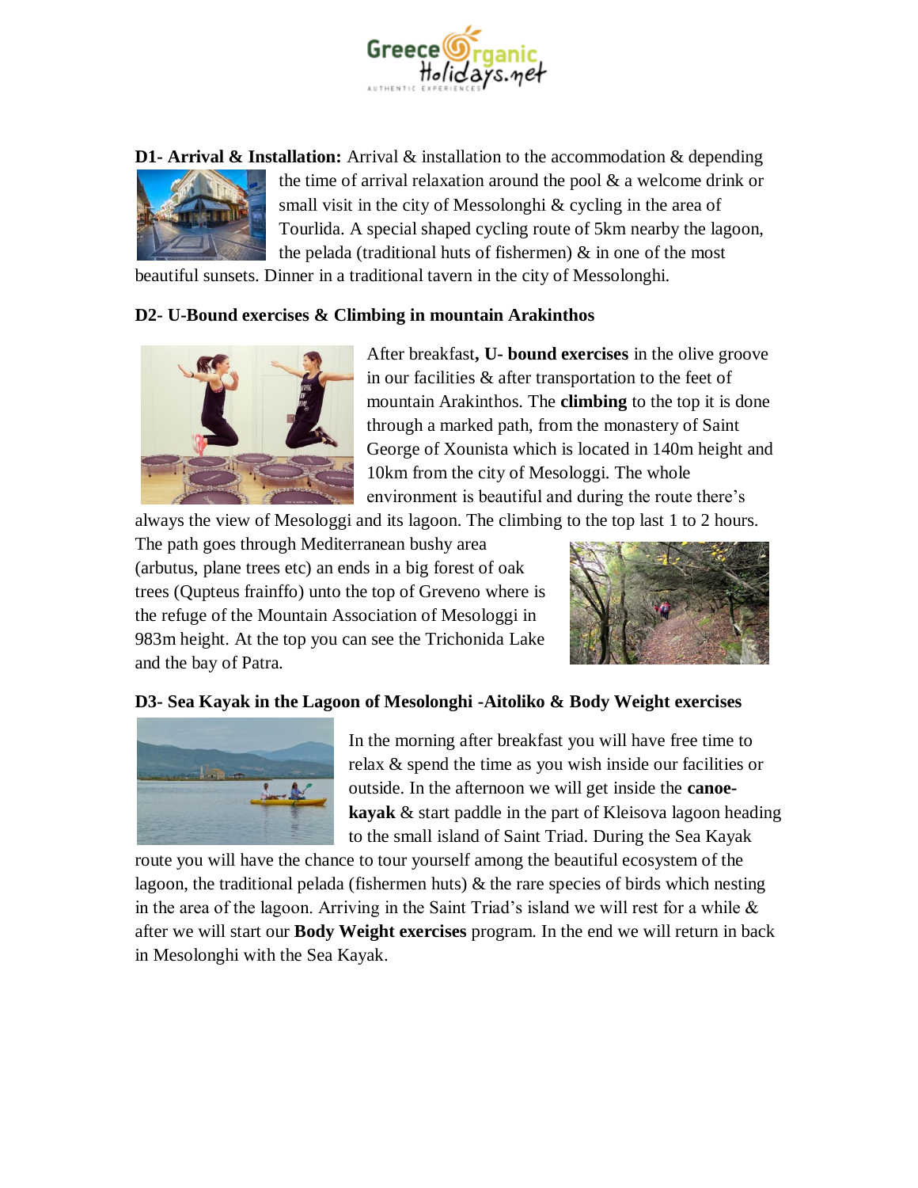**D1- Arrival & Installation:** Arrival & installation to the accommodation & depending the time of arrival relaxation around the pool & a welcome drink or small visit in the city of Messolonghi & cycling in the area of Tourlida. A special shaped cycling route of 5km nearby the lagoon, the pelada (traditional huts of fishermen) & in one of the most beautiful sunsets. Dinner in a traditional tavern in the city of Messolonghi.

**D2- U-Bound exercises & Climbing in mountain Arakinthos**

After breakfast**, U- bound exercises** in the olive groove in our facilities & after transportation to the feet of mountain Arakinthos. The **climbing** to the top it is done through a marked path, from the monastery of Saint George of Xounista which is located in 140m height and 10km from the city of Mesologgi. The whole environment is beautiful and during the route there's always the view of Mesologgi and its lagoon. The climbing to the top last 1 to 2 hours. The path goes through Mediterranean bushy area (arbutus, plane trees etc) an ends in a big forest of oak trees (Qupteus frainffo) unto the top of Greveno where is the refuge of the Mountain Association of Mesologgi in 983m height. At the top you can see the Trichonida Lake and the bay of Patra.

**D3- Sea Kayak in the Lagoon of Mesolonghi -Aitoliko & Body Weight exercises**

In the morning after breakfast you will have free time to relax & spend the time as you wish inside our facilities or outside. In the afternoon we will get inside the **canoe-kayak** & start paddle in the part of Kleisova lagoon heading to the small island of Saint Triad. During the Sea Kayak route you will have the chance to tour yourself among the beautiful ecosystem of the lagoon, the traditional pelada (fishermen huts) & the rare species of birds which nesting in the area of the lagoon. Arriving in the Saint Triad's island we will rest for a while & after we will start our **Body Weight exercises** program. In the end we will return in back in Mesolonghi with the Sea Kayak.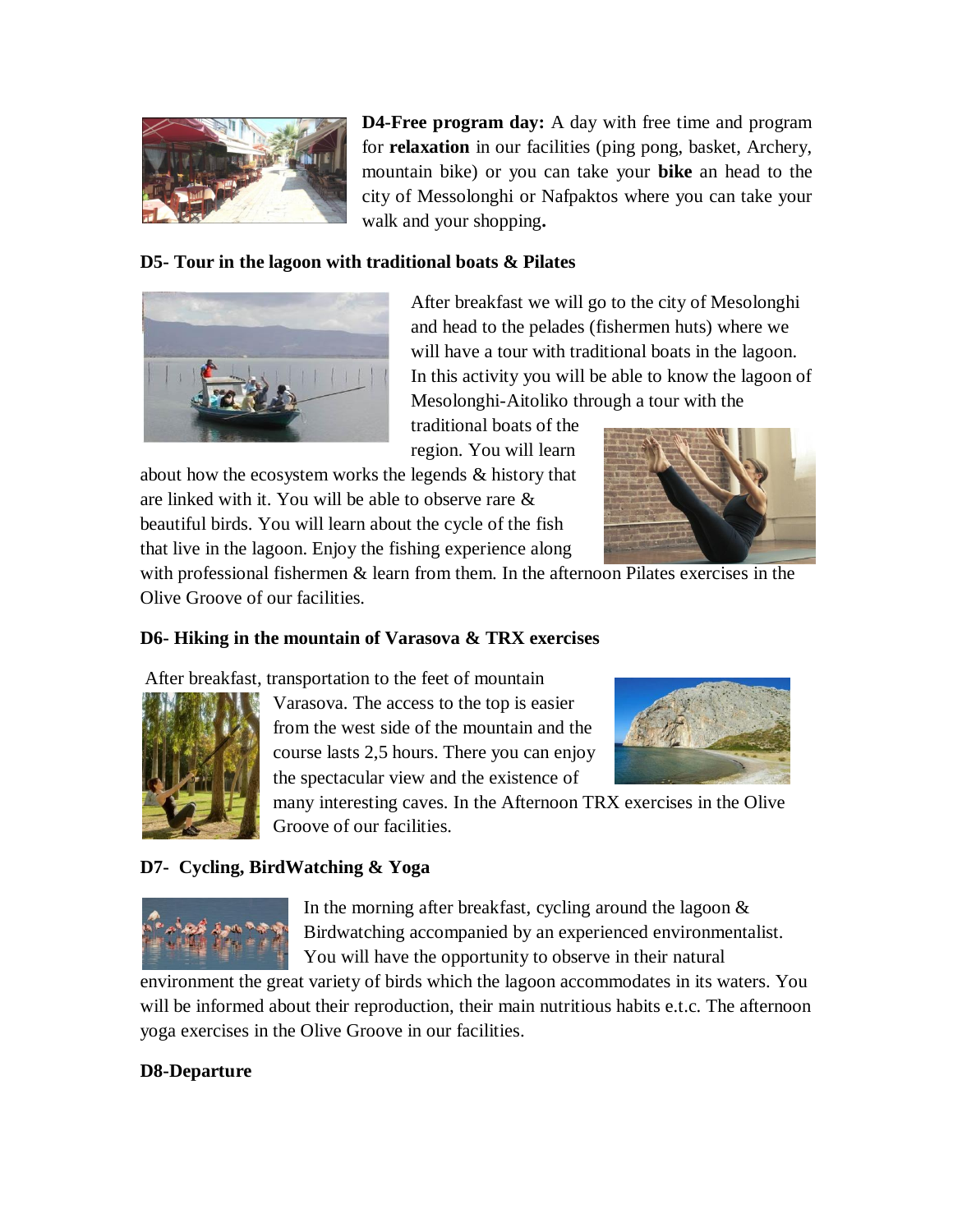**D4-Free program day:** A day with free time and program for **relaxation** in our facilities (ping pong, basket, Archery, mountain bike) or you can take your **bike** an head to the city of Messolonghi or Nafpaktos where you can take your walk and your shopping**.**

**D5- Tour in the lagoon with traditional boats & Pilates**

After breakfast we will go to the city of Mesolonghi and head to the pelades (fishermen huts) where we will have a tour with traditional boats in the lagoon. In this activity you will be able to know the lagoon of Mesolonghi-Aitoliko through a tour with the traditional boats of the region. You will learn about how the ecosystem works the legends & history that are linked with it. You will be able to observe rare & beautiful birds. You will learn about the cycle of the fish that live in the lagoon. Enjoy the fishing experience along with professional fishermen & learn from them. In the afternoon Pilates exercises in the Olive Groove of our facilities.

**D6- Hiking in the mountain of Varasova & TRX exercises**

After breakfast, transportation to the feet of mountain Varasova. The access to the top is easier from the west side of the mountain and the course lasts 2,5 hours. There you can enjoy the spectacular view and the existence of many interesting caves. In the Afternoon TRX exercises in the Olive Groove of our facilities.

**D7- Cycling, BirdWatching & Yoga**

In the morning after breakfast, cycling around the lagoon & Birdwatching accompanied by an experienced environmentalist. You will have the opportunity to observe in their natural environment the great variety of birds which the lagoon accommodates in its waters. You will be informed about their reproduction, their main nutritious habits e.t.c. The afternoon yoga exercises in the Olive Groove in our facilities.

**D8-Departure**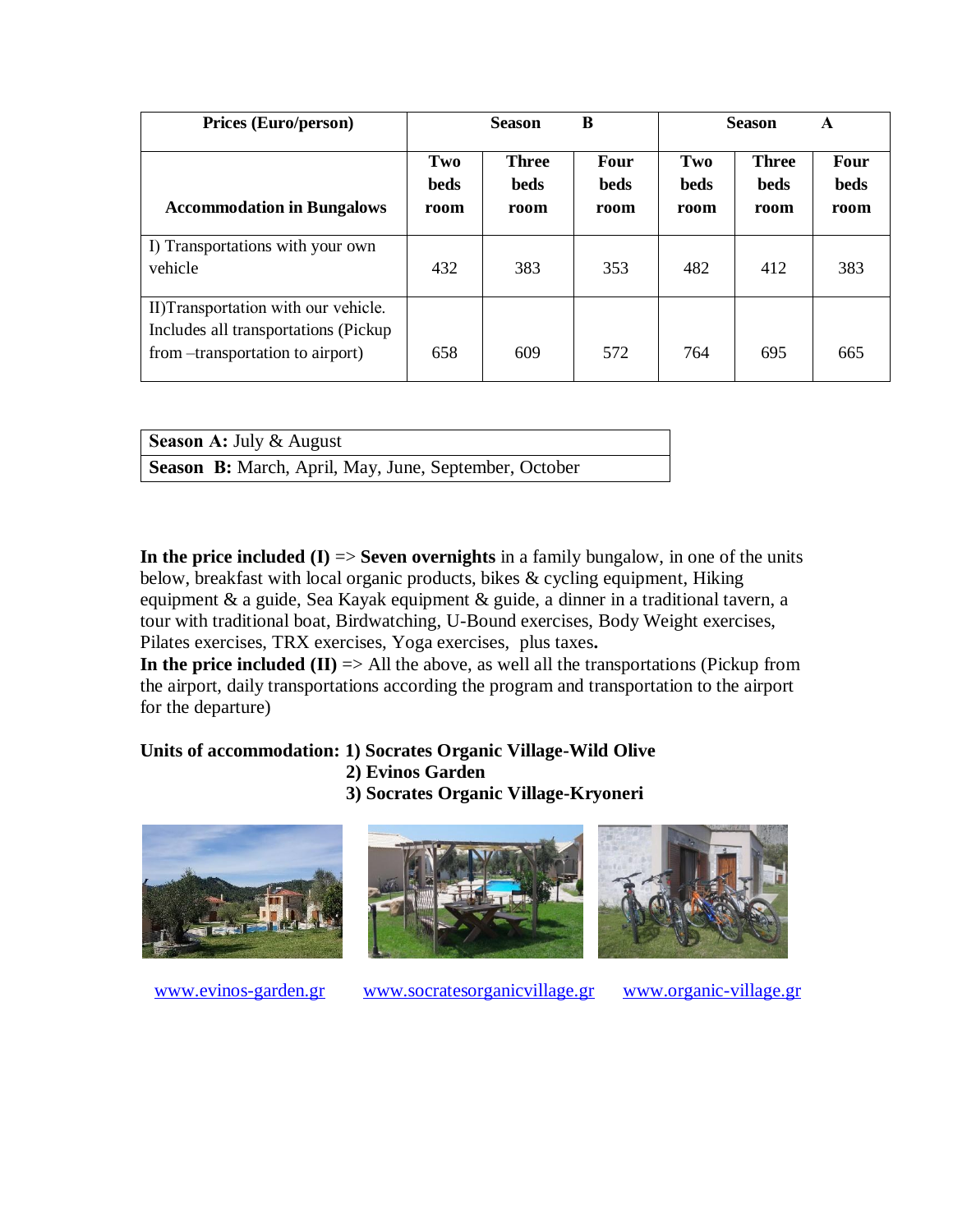| Prices (Euro/person) | Season B | | | Season A | | |
|---|---|---|---|---|---|---|
| **Accommodation in Bungalows** | **Two beds room** | **Three beds room** | **Four beds room** | **Two beds room** | **Three beds room** | **Four beds room** |
| I) Transportations with your own vehicle | 432 | 383 | 353 | 482 | 412 | 383 |
| II)Transportation with our vehicle. Includes all transportations (Pickup from –transportation to airport) | 658 | 609 | 572 | 764 | 695 | 665 |

| | |
|---|---|
| **Season A:** July & August | |
| **Season B:** March, April, May, June, September, October | |

**In the price included (I)** => **Seven overnights** in a family bungalow, in one of the units below, breakfast with local organic products, bikes & cycling equipment, Hiking equipment & a guide, Sea Kayak equipment & guide, a dinner in a traditional tavern, a tour with traditional boat, Birdwatching, U-Bound exercises, Body Weight exercises, Pilates exercises, TRX exercises, Yoga exercises, plus taxes**.**

**In the price included (II)** => All the above, as well all the transportations (Pickup from the airport, daily transportations according the program and transportation to the airport for the departure)

**Units of accommodation: 1) Socrates Organic Village-Wild Olive**
**2) Evinos Garden**
**3) Socrates Organic Village-Kryoneri**

www.evinos-garden.gr www.socratesorganicvillage.gr www.organic-village.gr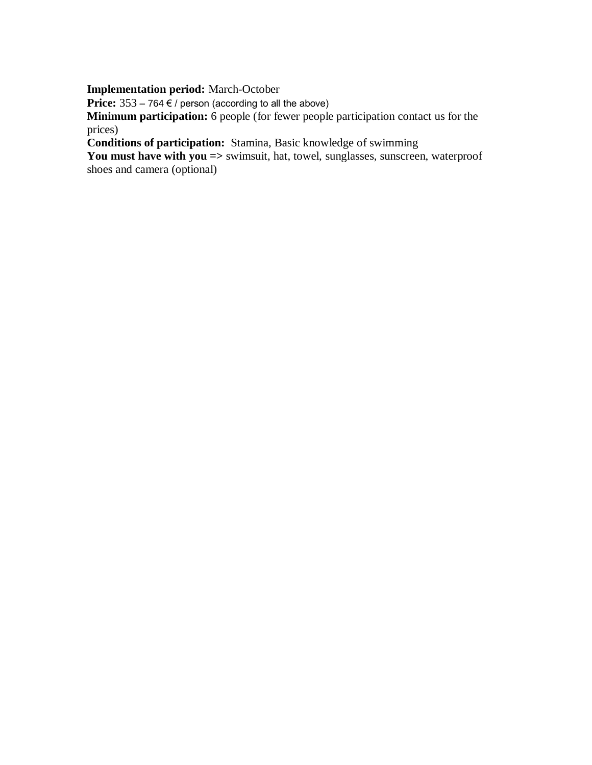**Implementation period:** March-October
**Price:** 353 – 764 € / person (according to all the above)
**Minimum participation:** 6 people (for fewer people participation contact us for the prices)
**Conditions of participation:** Stamina, Basic knowledge of swimming
**You must have with you =>** swimsuit, hat, towel, sunglasses, sunscreen, waterproof shoes and camera (optional)